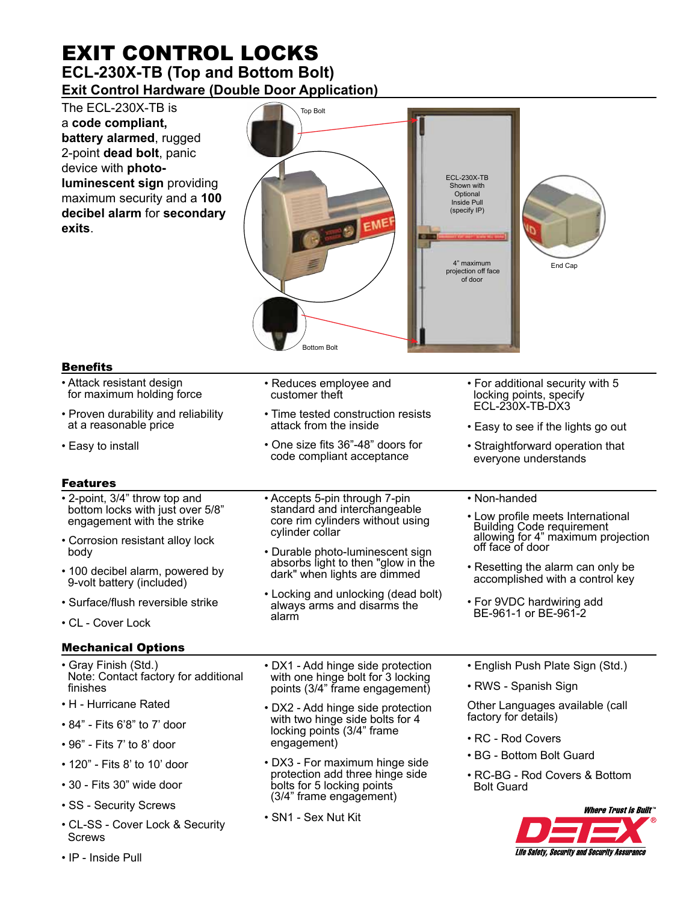# EXIT CONTROL LOCKS

## ECL-230X-TB (Top and Bottom Bolt)

### Exit Control Hardware (Double Door Application)

The ECL-230X-TB is a **code compliant, battery alarmed**, rugged 2-point **dead bolt**, panic device with **photo-luminescent sign** providing maximum security and a **100 decibel alarm** for **secondary exits**.

Top Bolt

ECL-230X-TB Shown with Optional Inside Pull (specify IP)

4" maximum projection off face of door

End Cap

Bottom Bolt

### Benefits

- Attack resistant design for maximum holding force
- Proven durability and reliability at a reasonable price
- Easy to install
- Reduces employee and customer theft
- Time tested construction resists attack from the inside
- One size fits 36"-48" doors for code compliant acceptance
- For additional security with 5 locking points, specify ECL-230X-TB-DX3
- Easy to see if the lights go out
- Straightforward operation that everyone understands

### Features

- 2-point, 3/4" throw top and bottom locks with just over 5/8" engagement with the strike
- Corrosion resistant alloy lock body
- 100 decibel alarm, powered by 9-volt battery (included)
- Surface/flush reversible strike
- CL - Cover Lock
- Accepts 5-pin through 7-pin standard and interchangeable core rim cylinders without using cylinder collar
- Durable photo-luminescent sign absorbs light to then "glow in the dark" when lights are dimmed
- Locking and unlocking (dead bolt) always arms and disarms the alarm
- Non-handed
- Low profile meets International Building Code requirement allowing for 4" maximum projection off face of door
- Resetting the alarm can only be accomplished with a control key
- For 9VDC hardwiring add BE-961-1 or BE-961-2

### Mechanical Options

- Gray Finish (Std.) Note: Contact factory for additional finishes
- H - Hurricane Rated
- 84" - Fits 6'8" to 7' door
- 96" - Fits 7' to 8' door
- 120" - Fits 8' to 10' door
- 30 - Fits 30" wide door
- SS - Security Screws
- CL-SS - Cover Lock & Security Screws
- IP - Inside Pull
- DX1 - Add hinge side protection with one hinge bolt for 3 locking points (3/4" frame engagement)
- DX2 - Add hinge side protection with two hinge side bolts for 4 locking points (3/4" frame engagement)
- DX3 - For maximum hinge side protection add three hinge side bolts for 5 locking points (3/4" frame engagement)
- SN1 - Sex Nut Kit
- English Push Plate Sign (Std.)
- RWS - Spanish Sign

Other Languages available (call factory for details)

- RC - Rod Covers
- BG - Bottom Bolt Guard
- RC-BG - Rod Covers & Bottom Bolt Guard

Where Trust is Built™

DETEX®

Life Safety, Security and Security Assurance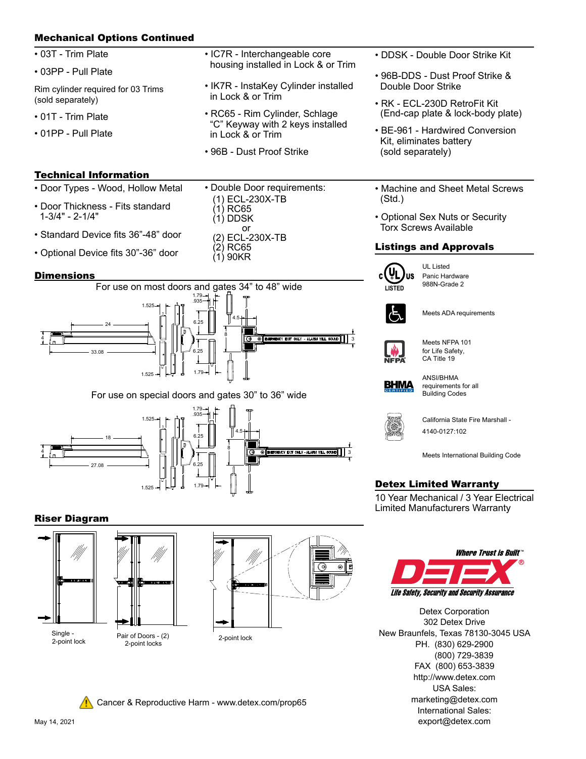## Mechanical Options Continued

- 03T - Trim Plate
- 03PP - Pull Plate

Rim cylinder required for 03 Trims (sold separately)

- 01T - Trim Plate
- 01PP - Pull Plate
- IC7R - Interchangeable core housing installed in Lock & or Trim
- IK7R - InstaKey Cylinder installed in Lock & or Trim
- RC65 - Rim Cylinder, Schlage "C" Keyway with 2 keys installed in Lock & or Trim
- 96B - Dust Proof Strike
- DDSK - Double Door Strike Kit
- 96B-DDS - Dust Proof Strike & Double Door Strike
- RK - ECL-230D RetroFit Kit (End-cap plate & lock-body plate)
- BE-961 - Hardwired Conversion Kit, eliminates battery (sold separately)

## Technical Information

- Door Types - Wood, Hollow Metal
- Door Thickness - Fits standard 1-3/4" - 2-1/4"
- Standard Device fits 36"-48" door
- Optional Device fits 30"-36" door
- Double Door requirements:
  (1) ECL-230X-TB
  (1) RC65
  (1) DDSK
  or
  (2) ECL-230X-TB
  (2) RC65
  (1) 90KR
- Machine and Sheet Metal Screws (Std.)
- Optional Sex Nuts or Security Torx Screws Available

## Listings and Approvals

UL Listed
Panic Hardware
988N-Grade 2

Meets ADA requirements

Meets NFPA 101
for Life Safety,
CA Title 19

ANSI/BHMA
requirements for all
Building Codes

California State Fire Marshall -
4140-0127:102

Meets International Building Code

## Dimensions

For use on most doors and gates 34" to 48" wide

1.79
.935
1.525
24
4
33.08
6.25
6.25
4.5
8
3
1.525
1.79
EMERGENCY EXIT ONLY - ALARM WILL SOUND

For use on special doors and gates 30" to 36" wide

1.79
.935
1.525
18
4
27.08
6.25
6.25
4.5
8
3
1.525
1.79
EMERGENCY EXIT ONLY - ALARM WILL SOUND

## Detex Limited Warranty

10 Year Mechanical / 3 Year Electrical
Limited Manufacturers Warranty

## Riser Diagram

Single - 2-point lock

Pair of Doors - (2) 2-point locks

2-point lock

*Where Trust Is Built*™

DETEX®

*Life Safety, Security and Security Assurance*

Detex Corporation
302 Detex Drive
New Braunfels, Texas 78130-3045 USA
PH. (830) 629-2900
(800) 729-3839
FAX (800) 653-3839
http://www.detex.com
USA Sales:
marketing@detex.com
International Sales:
export@detex.com

Cancer & Reproductive Harm - www.detex.com/prop65

May 14, 2021